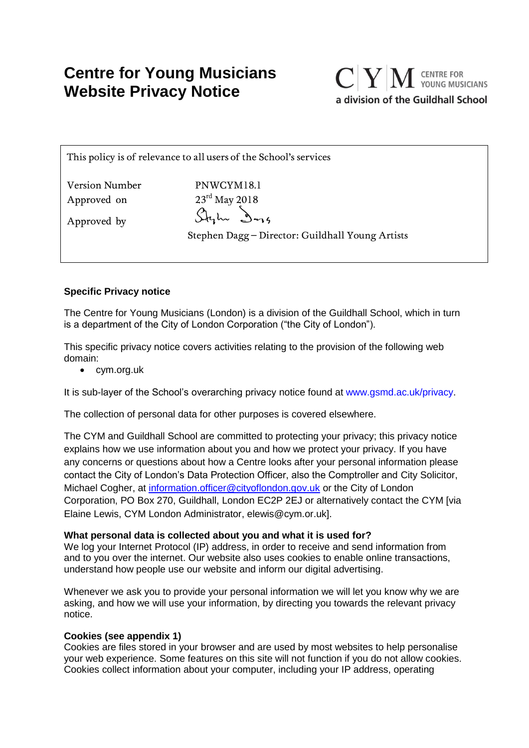# Centre for Young Musicians Website Privacy Notice

CENTRE FOR YOUNG MUSICIANS
a division of the Guildhall School

This policy is of relevance to all users of the School's services

| | |
|---|---|
| Version Number | PNWCYM18.1 |
| Approved on | 23rd May 2018 |
| Approved by | Stephen Dagg – Director: Guildhall Young Artists |

### Specific Privacy notice

The Centre for Young Musicians (London) is a division of the Guildhall School, which in turn is a department of the City of London Corporation ("the City of London").

This specific privacy notice covers activities relating to the provision of the following web domain:

- cym.org.uk

It is sub-layer of the School's overarching privacy notice found at www.gsmd.ac.uk/privacy.

The collection of personal data for other purposes is covered elsewhere.

The CYM and Guildhall School are committed to protecting your privacy; this privacy notice explains how we use information about you and how we protect your privacy. If you have any concerns or questions about how a Centre looks after your personal information please contact the City of London's Data Protection Officer, also the Comptroller and City Solicitor, Michael Cogher, at information.officer@cityoflondon.gov.uk or the City of London Corporation, PO Box 270, Guildhall, London EC2P 2EJ or alternatively contact the CYM [via Elaine Lewis, CYM London Administrator, elewis@cym.or.uk].

### What personal data is collected about you and what it is used for?

We log your Internet Protocol (IP) address, in order to receive and send information from and to you over the internet. Our website also uses cookies to enable online transactions, understand how people use our website and inform our digital advertising.

Whenever we ask you to provide your personal information we will let you know why we are asking, and how we will use your information, by directing you towards the relevant privacy notice.

### Cookies (see appendix 1)

Cookies are files stored in your browser and are used by most websites to help personalise your web experience. Some features on this site will not function if you do not allow cookies. Cookies collect information about your computer, including your IP address, operating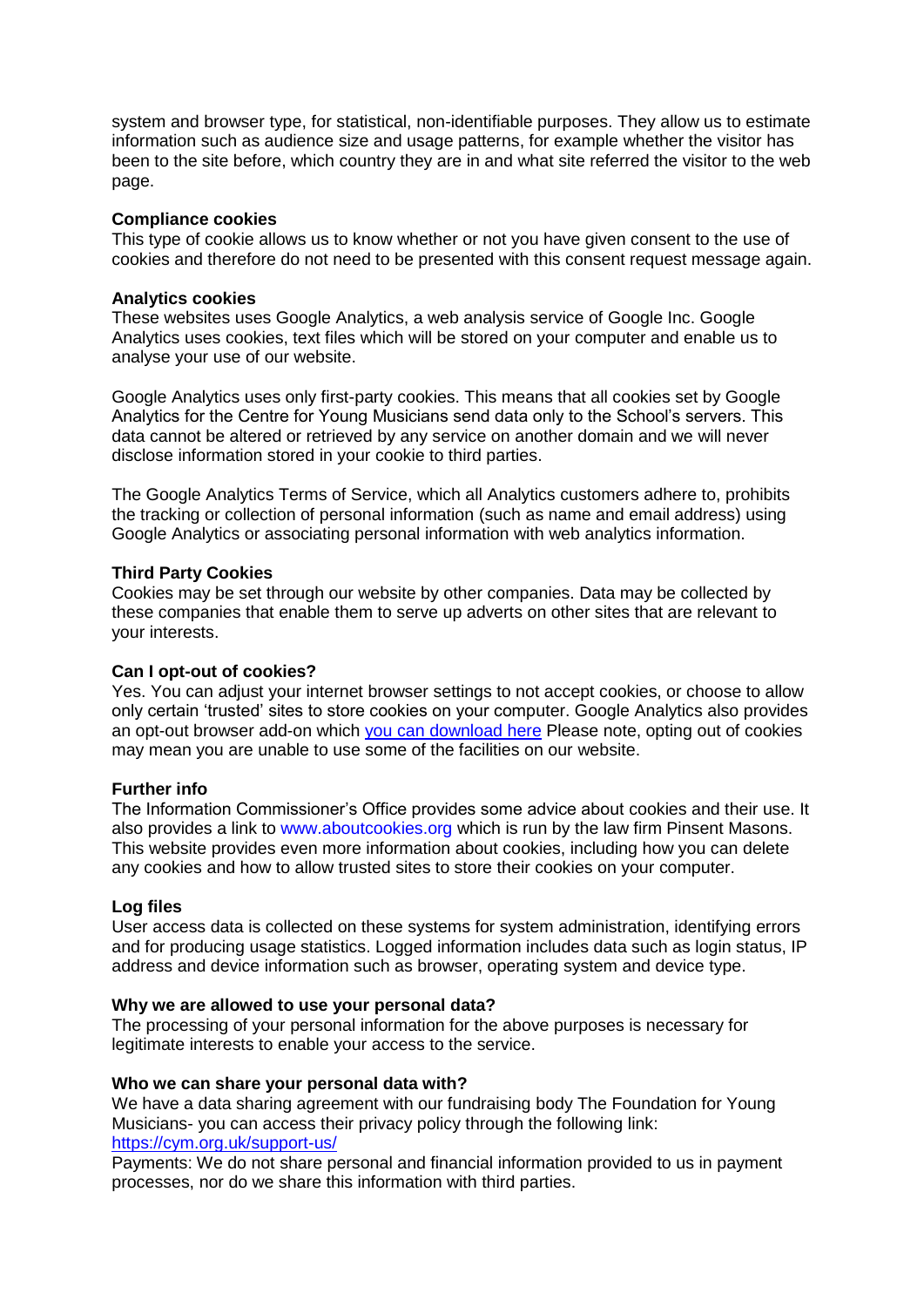system and browser type, for statistical, non-identifiable purposes. They allow us to estimate information such as audience size and usage patterns, for example whether the visitor has been to the site before, which country they are in and what site referred the visitor to the web page.

**Compliance cookies**
This type of cookie allows us to know whether or not you have given consent to the use of cookies and therefore do not need to be presented with this consent request message again.

**Analytics cookies**
These websites uses Google Analytics, a web analysis service of Google Inc. Google Analytics uses cookies, text files which will be stored on your computer and enable us to analyse your use of our website.

Google Analytics uses only first-party cookies. This means that all cookies set by Google Analytics for the Centre for Young Musicians send data only to the School's servers. This data cannot be altered or retrieved by any service on another domain and we will never disclose information stored in your cookie to third parties.

The Google Analytics Terms of Service, which all Analytics customers adhere to, prohibits the tracking or collection of personal information (such as name and email address) using Google Analytics or associating personal information with web analytics information.

**Third Party Cookies**
Cookies may be set through our website by other companies. Data may be collected by these companies that enable them to serve up adverts on other sites that are relevant to your interests.

**Can I opt-out of cookies?**
Yes. You can adjust your internet browser settings to not accept cookies, or choose to allow only certain 'trusted' sites to store cookies on your computer. Google Analytics also provides an opt-out browser add-on which you can download here Please note, opting out of cookies may mean you are unable to use some of the facilities on our website.

**Further info**
The Information Commissioner's Office provides some advice about cookies and their use. It also provides a link to www.aboutcookies.org which is run by the law firm Pinsent Masons. This website provides even more information about cookies, including how you can delete any cookies and how to allow trusted sites to store their cookies on your computer.

**Log files**
User access data is collected on these systems for system administration, identifying errors and for producing usage statistics. Logged information includes data such as login status, IP address and device information such as browser, operating system and device type.

**Why we are allowed to use your personal data?**
The processing of your personal information for the above purposes is necessary for legitimate interests to enable your access to the service.

**Who we can share your personal data with?**
We have a data sharing agreement with our fundraising body The Foundation for Young Musicians- you can access their privacy policy through the following link:
https://cym.org.uk/support-us/
Payments: We do not share personal and financial information provided to us in payment processes, nor do we share this information with third parties.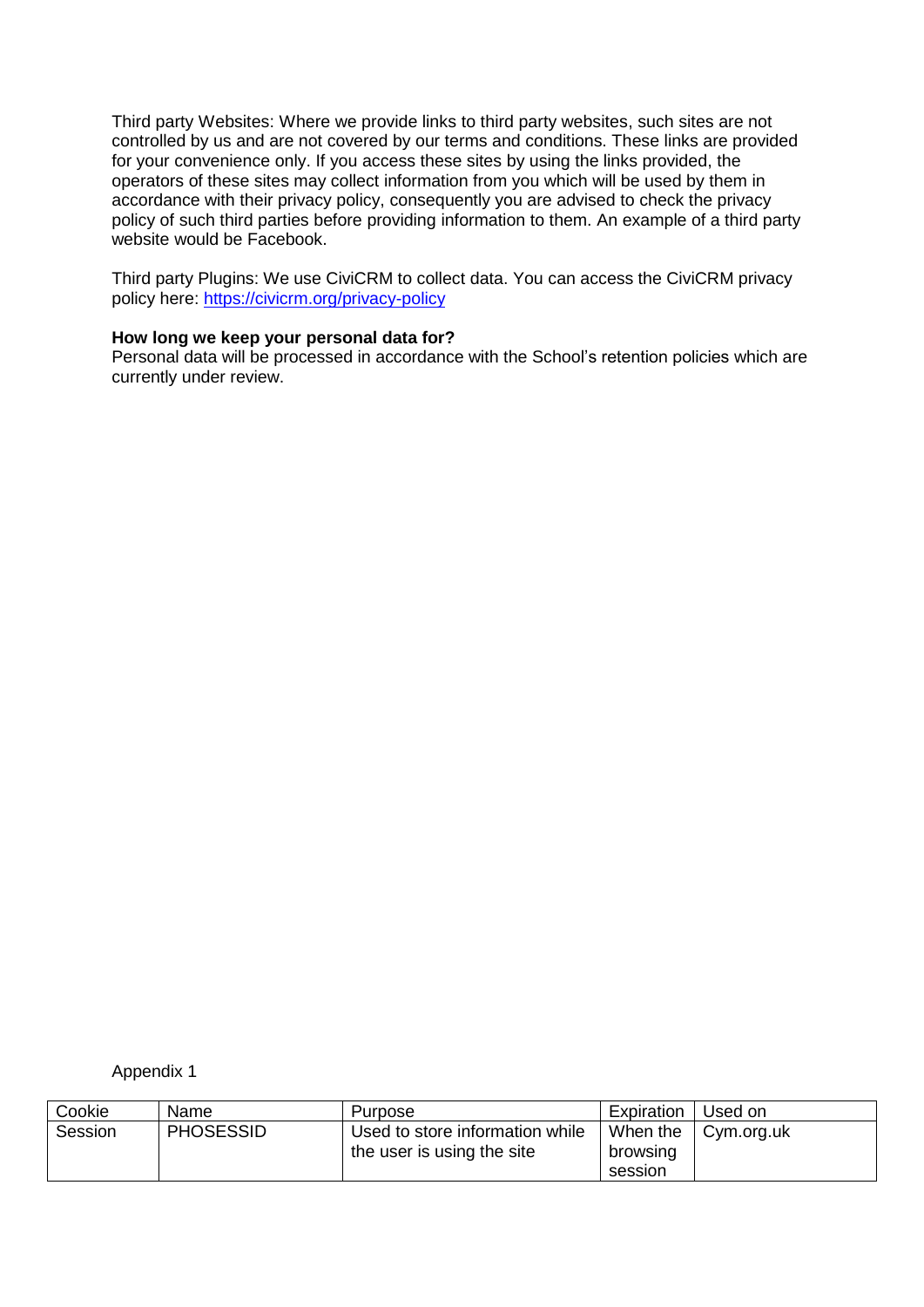Third party Websites: Where we provide links to third party websites, such sites are not controlled by us and are not covered by our terms and conditions. These links are provided for your convenience only. If you access these sites by using the links provided, the operators of these sites may collect information from you which will be used by them in accordance with their privacy policy, consequently you are advised to check the privacy policy of such third parties before providing information to them. An example of a third party website would be Facebook.

Third party Plugins: We use CiviCRM to collect data. You can access the CiviCRM privacy policy here: [https://civicrm.org/privacy-policy](https://civicrm.org/privacy-policy)

**How long we keep your personal data for?**
Personal data will be processed in accordance with the School's retention policies which are currently under review.

Appendix 1

| Cookie | Name | Purpose | Expiration | Used on |
|---|---|---|---|---|
| Session | PHOSESSID | Used to store information while the user is using the site | When the browsing session | Cym.org.uk |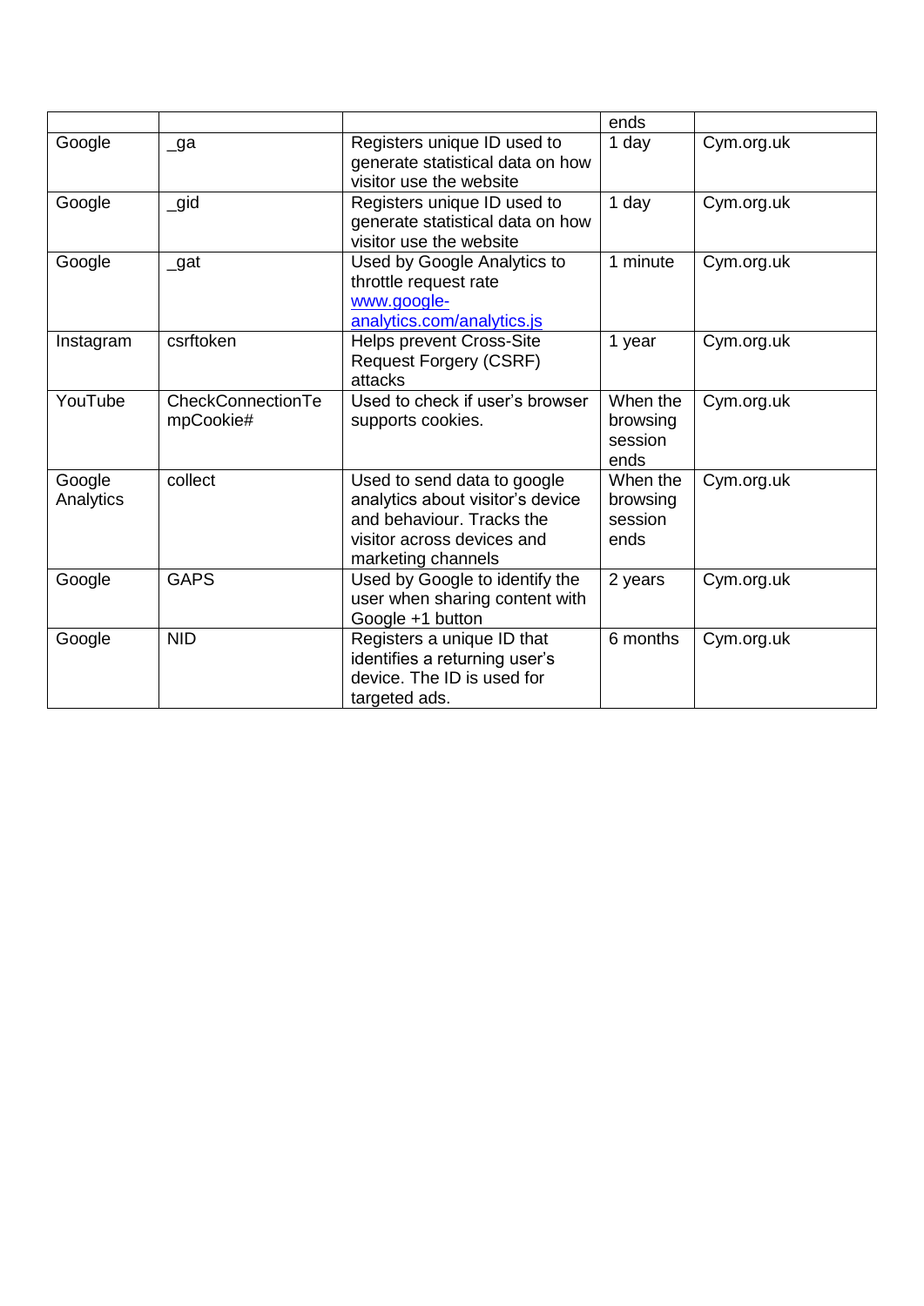| | | | | |
|---|---|---|---|---|
| | | | ends | |
| Google | _ga | Registers unique ID used to generate statistical data on how visitor use the website | 1 day | Cym.org.uk |
| Google | _gid | Registers unique ID used to generate statistical data on how visitor use the website | 1 day | Cym.org.uk |
| Google | _gat | Used by Google Analytics to throttle request rate www.google-analytics.com/analytics.js | 1 minute | Cym.org.uk |
| Instagram | csrftoken | Helps prevent Cross-Site Request Forgery (CSRF) attacks | 1 year | Cym.org.uk |
| YouTube | CheckConnectionTempCookie# | Used to check if user's browser supports cookies. | When the browsing session ends | Cym.org.uk |
| Google Analytics | collect | Used to send data to google analytics about visitor's device and behaviour. Tracks the visitor across devices and marketing channels | When the browsing session ends | Cym.org.uk |
| Google | GAPS | Used by Google to identify the user when sharing content with Google +1 button | 2 years | Cym.org.uk |
| Google | NID | Registers a unique ID that identifies a returning user's device. The ID is used for targeted ads. | 6 months | Cym.org.uk |